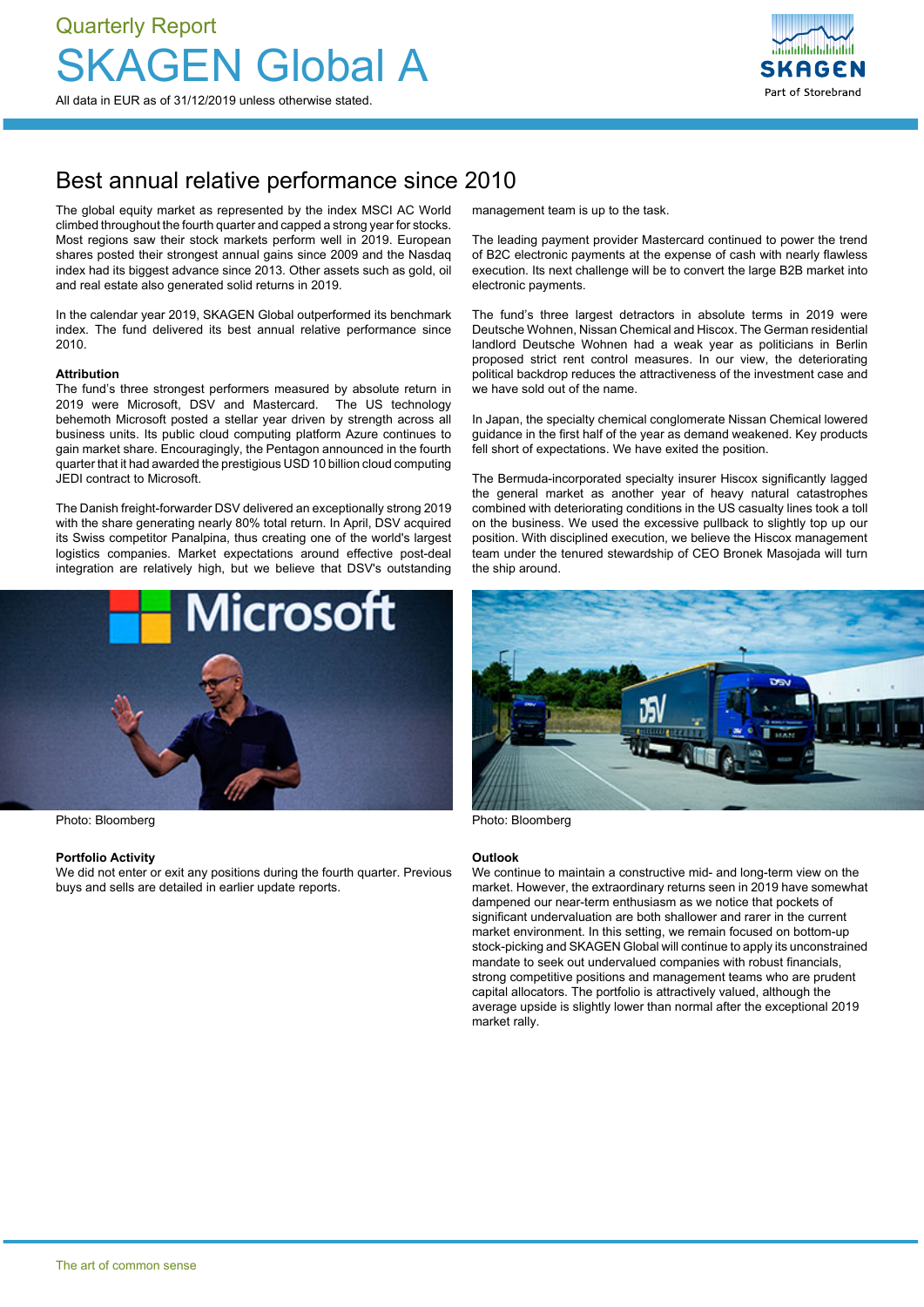Quarterly Report

# SKAGEN Global A

All data in EUR as of 31/12/2019 unless otherwise stated.

## Best annual relative performance since 2010

The global equity market as represented by the index MSCI AC World climbed throughout the fourth quarter and capped a strong year for stocks. Most regions saw their stock markets perform well in 2019. European shares posted their strongest annual gains since 2009 and the Nasdaq index had its biggest advance since 2013. Other assets such as gold, oil and real estate also generated solid returns in 2019.

In the calendar year 2019, SKAGEN Global outperformed its benchmark index. The fund delivered its best annual relative performance since 2010.

**Attribution**

The fund's three strongest performers measured by absolute return in 2019 were Microsoft, DSV and Mastercard. The US technology behemoth Microsoft posted a stellar year driven by strength across all business units. Its public cloud computing platform Azure continues to gain market share. Encouragingly, the Pentagon announced in the fourth quarter that it had awarded the prestigious USD 10 billion cloud computing JEDI contract to Microsoft.

The Danish freight-forwarder DSV delivered an exceptionally strong 2019 with the share generating nearly 80% total return. In April, DSV acquired its Swiss competitor Panalpina, thus creating one of the world's largest logistics companies. Market expectations around effective post-deal integration are relatively high, but we believe that DSV's outstanding management team is up to the task.

The leading payment provider Mastercard continued to power the trend of B2C electronic payments at the expense of cash with nearly flawless execution. Its next challenge will be to convert the large B2B market into electronic payments.

The fund's three largest detractors in absolute terms in 2019 were Deutsche Wohnen, Nissan Chemical and Hiscox. The German residential landlord Deutsche Wohnen had a weak year as politicians in Berlin proposed strict rent control measures. In our view, the deteriorating political backdrop reduces the attractiveness of the investment case and we have sold out of the name.

In Japan, the specialty chemical conglomerate Nissan Chemical lowered guidance in the first half of the year as demand weakened. Key products fell short of expectations. We have exited the position.

The Bermuda-incorporated specialty insurer Hiscox significantly lagged the general market as another year of heavy natural catastrophes combined with deteriorating conditions in the US casualty lines took a toll on the business. We used the excessive pullback to slightly top up our position. With disciplined execution, we believe the Hiscox management team under the tenured stewardship of CEO Bronek Masojada will turn the ship around.

Photo: Bloomberg

Photo: Bloomberg

**Portfolio Activity**

We did not enter or exit any positions during the fourth quarter. Previous buys and sells are detailed in earlier update reports.

**Outlook**

We continue to maintain a constructive mid- and long-term view on the market. However, the extraordinary returns seen in 2019 have somewhat dampened our near-term enthusiasm as we notice that pockets of significant undervaluation are both shallower and rarer in the current market environment. In this setting, we remain focused on bottom-up stock-picking and SKAGEN Global will continue to apply its unconstrained mandate to seek out undervalued companies with robust financials, strong competitive positions and management teams who are prudent capital allocators. The portfolio is attractively valued, although the average upside is slightly lower than normal after the exceptional 2019 market rally.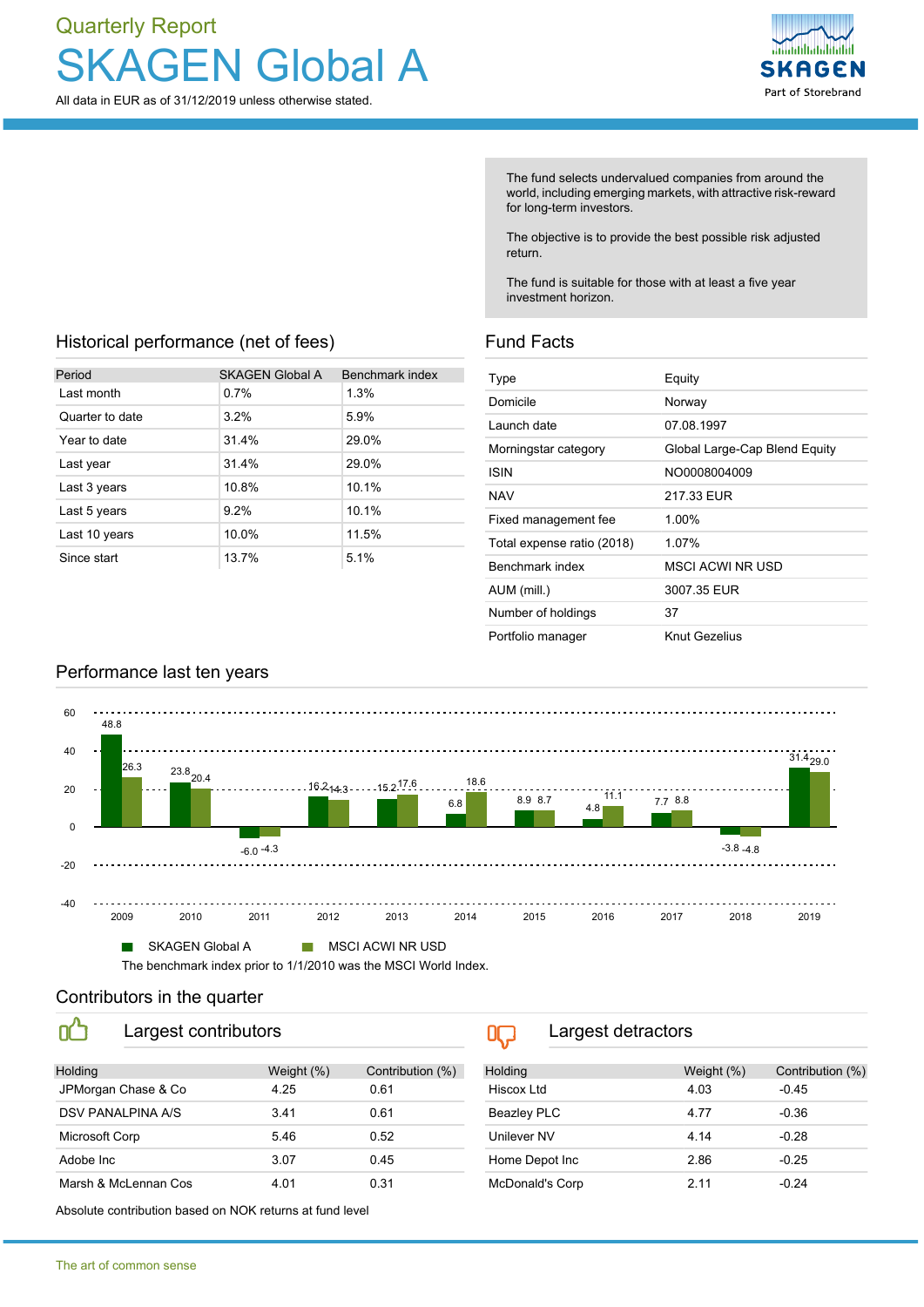Quarterly Report

# SKAGEN Global A

All data in EUR as of 31/12/2019 unless otherwise stated.

SKAGEN Part of Storebrand

The fund selects undervalued companies from around the world, including emerging markets, with attractive risk-reward for long-term investors.

The objective is to provide the best possible risk adjusted return.

The fund is suitable for those with at least a five year investment horizon.

## Historical performance (net of fees)

| Period | SKAGEN Global A | Benchmark index |
|---|---|---|
| Last month | 0.7% | 1.3% |
| Quarter to date | 3.2% | 5.9% |
| Year to date | 31.4% | 29.0% |
| Last year | 31.4% | 29.0% |
| Last 3 years | 10.8% | 10.1% |
| Last 5 years | 9.2% | 10.1% |
| Last 10 years | 10.0% | 11.5% |
| Since start | 13.7% | 5.1% |

## Fund Facts

| | |
|---|---|
| Type | Equity |
| Domicile | Norway |
| Launch date | 07.08.1997 |
| Morningstar category | Global Large-Cap Blend Equity |
| ISIN | NO0008004009 |
| NAV | 217.33 EUR |
| Fixed management fee | 1.00% |
| Total expense ratio (2018) | 1.07% |
| Benchmark index | MSCI ACWI NR USD |
| AUM (mill.) | 3007.35 EUR |
| Number of holdings | 37 |
| Portfolio manager | Knut Gezelius |

## Performance last ten years

| Year | SKAGEN Global A | MSCI ACWI NR USD |
|---|---|---|
| 2009 | 48.8 | 26.3 |
| 2010 | 23.8 | 20.4 |
| 2011 | -6.0 | -4.3 |
| 2012 | 16.2 | 14.3 |
| 2013 | 15.2 | 17.6 |
| 2014 | 6.8 | 18.6 |
| 2015 | 8.9 | 8.7 |
| 2016 | 4.8 | 11.1 |
| 2017 | 7.7 | 8.8 |
| 2018 | -3.8 | -4.8 |
| 2019 | 31.4 | 29.0 |

The benchmark index prior to 1/1/2010 was the MSCI World Index.

## Contributors in the quarter

### Largest contributors

| Holding | Weight (%) | Contribution (%) |
|---|---|---|
| JPMorgan Chase & Co | 4.25 | 0.61 |
| DSV PANALPINA A/S | 3.41 | 0.61 |
| Microsoft Corp | 5.46 | 0.52 |
| Adobe Inc | 3.07 | 0.45 |
| Marsh & McLennan Cos | 4.01 | 0.31 |

### Largest detractors

| Holding | Weight (%) | Contribution (%) |
|---|---|---|
| Hiscox Ltd | 4.03 | -0.45 |
| Beazley PLC | 4.77 | -0.36 |
| Unilever NV | 4.14 | -0.28 |
| Home Depot Inc | 2.86 | -0.25 |
| McDonald's Corp | 2.11 | -0.24 |

Absolute contribution based on NOK returns at fund level

The art of common sense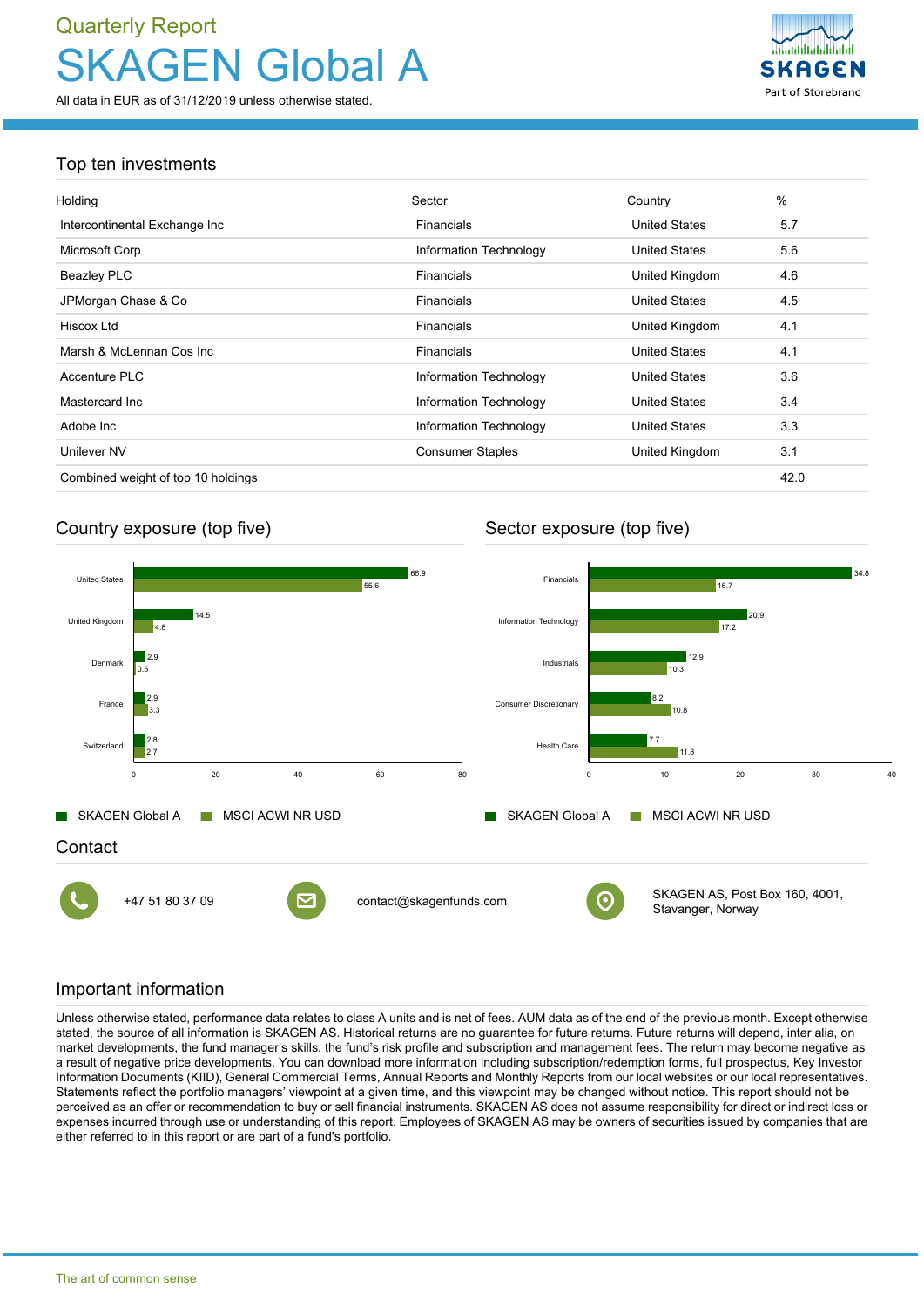Quarterly Report

# SKAGEN Global A

All data in EUR as of 31/12/2019 unless otherwise stated.

## Top ten investments

| Holding | Sector | Country | % |
| --- | --- | --- | --- |
| Intercontinental Exchange Inc | Financials | United States | 5.7 |
| Microsoft Corp | Information Technology | United States | 5.6 |
| Beazley PLC | Financials | United Kingdom | 4.6 |
| JPMorgan Chase & Co | Financials | United States | 4.5 |
| Hiscox Ltd | Financials | United Kingdom | 4.1 |
| Marsh & McLennan Cos Inc | Financials | United States | 4.1 |
| Accenture PLC | Information Technology | United States | 3.6 |
| Mastercard Inc | Information Technology | United States | 3.4 |
| Adobe Inc | Information Technology | United States | 3.3 |
| Unilever NV | Consumer Staples | United Kingdom | 3.1 |
| Combined weight of top 10 holdings | | | 42.0 |

## Country exposure (top five)

United States 66.9 55.6
United Kingdom 14.5 4.8
Denmark 2.9 0.5
France 2.9 3.3
Switzerland 2.8 2.7

0 20 40 60 80

SKAGEN Global A  MSCI ACWI NR USD

## Sector exposure (top five)

Financials 34.8 16.7
Information Technology 20.9 17.2
Industrials 12.9 10.3
Consumer Discretionary 8.2 10.8
Health Care 7.7 11.8

0 10 20 30 40

SKAGEN Global A  MSCI ACWI NR USD

## Contact

+47 51 80 37 09

contact@skagenfunds.com

SKAGEN AS, Post Box 160, 4001, Stavanger, Norway

## Important information

Unless otherwise stated, performance data relates to class A units and is net of fees. AUM data as of the end of the previous month. Except otherwise stated, the source of all information is SKAGEN AS. Historical returns are no guarantee for future returns. Future returns will depend, inter alia, on market developments, the fund manager's skills, the fund's risk profile and subscription and management fees. The return may become negative as a result of negative price developments. You can download more information including subscription/redemption forms, full prospectus, Key Investor Information Documents (KIID), General Commercial Terms, Annual Reports and Monthly Reports from our local websites or our local representatives. Statements reflect the portfolio managers' viewpoint at a given time, and this viewpoint may be changed without notice. This report should not be perceived as an offer or recommendation to buy or sell financial instruments. SKAGEN AS does not assume responsibility for direct or indirect loss or expenses incurred through use or understanding of this report. Employees of SKAGEN AS may be owners of securities issued by companies that are either referred to in this report or are part of a fund's portfolio.

The art of common sense